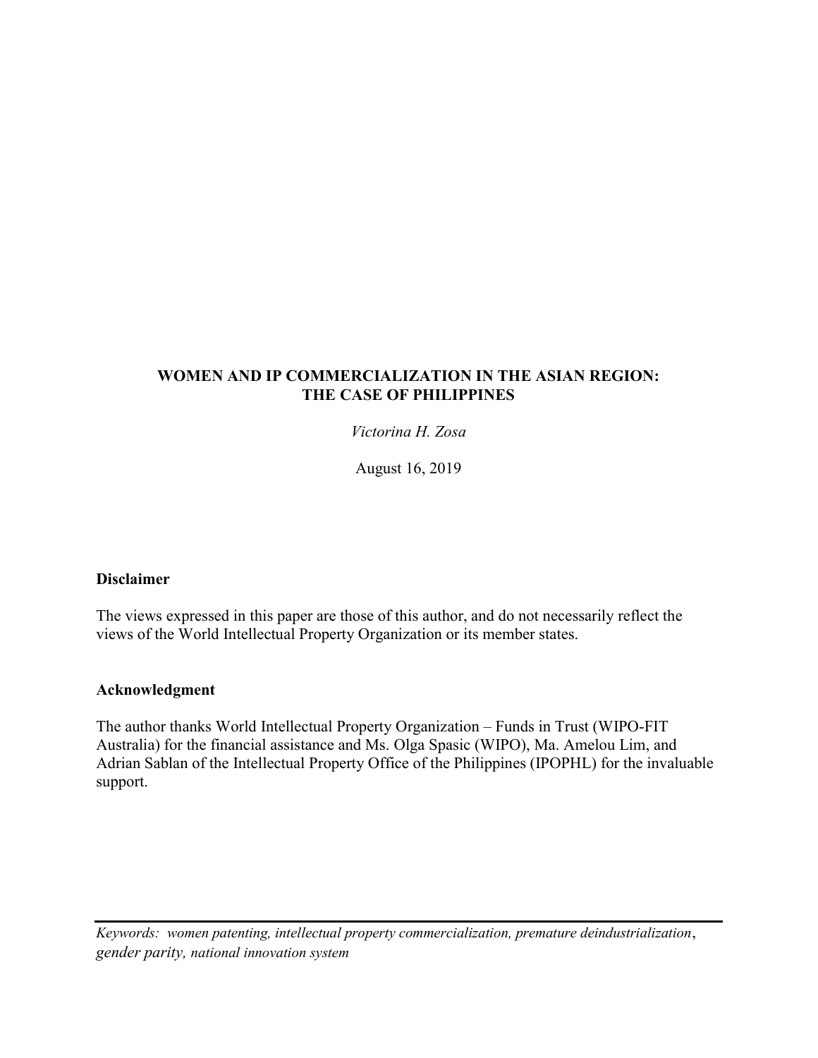# WOMEN AND IP COMMERCIALIZATION IN THE ASIAN REGION: THE CASE OF PHILIPPINES

*Victorina H. Zosa*

August 16, 2019

**Disclaimer**

The views expressed in this paper are those of this author, and do not necessarily reflect the views of the World Intellectual Property Organization or its member states.

**Acknowledgment**

The author thanks World Intellectual Property Organization – Funds in Trust (WIPO-FIT Australia) for the financial assistance and Ms. Olga Spasic (WIPO), Ma. Amelou Lim, and Adrian Sablan of the Intellectual Property Office of the Philippines (IPOPHL) for the invaluable support.

---

*Keywords: women patenting, intellectual property commercialization, premature deindustrialization, gender parity, national innovation system*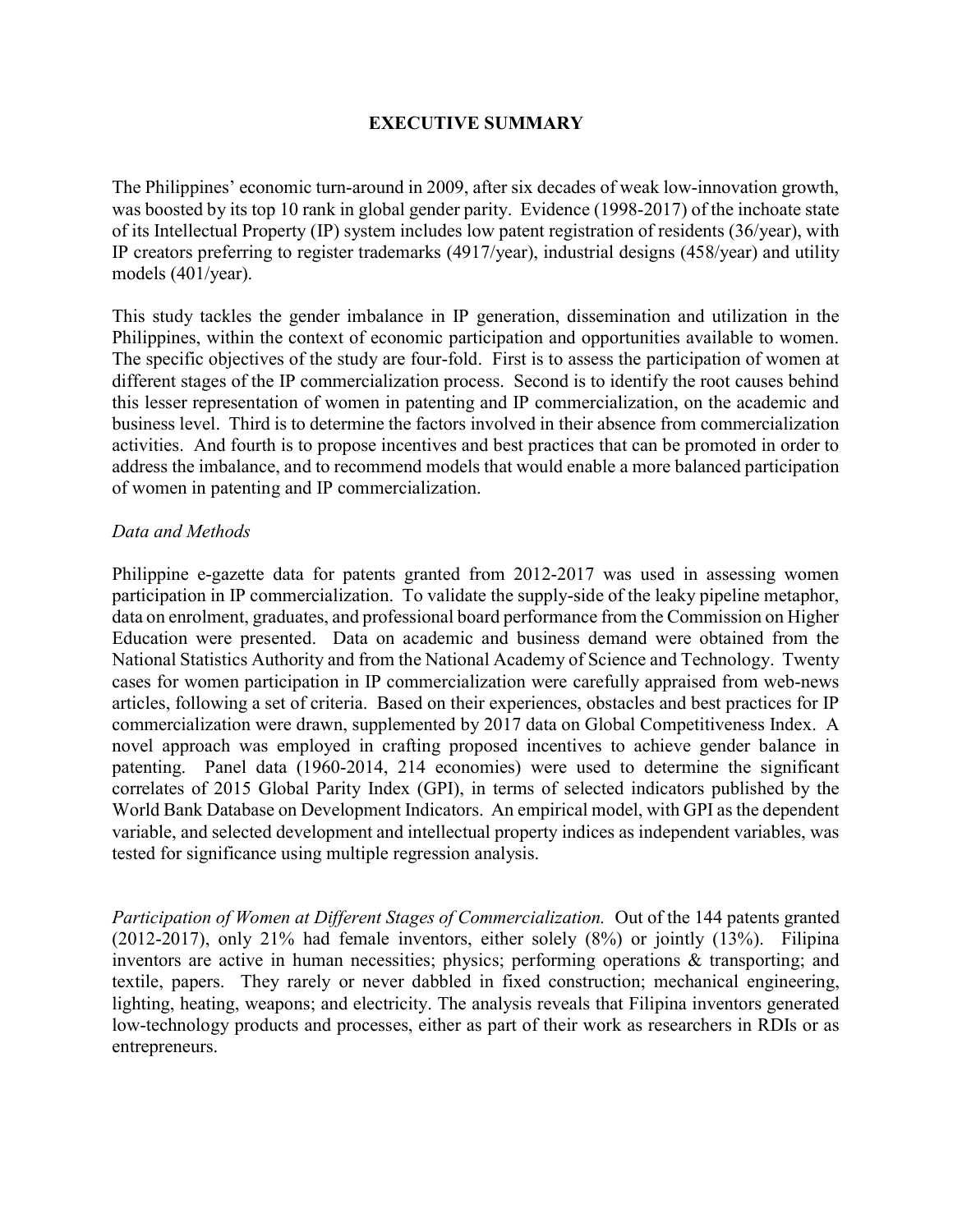## EXECUTIVE SUMMARY

The Philippines' economic turn-around in 2009, after six decades of weak low-innovation growth, was boosted by its top 10 rank in global gender parity. Evidence (1998-2017) of the inchoate state of its Intellectual Property (IP) system includes low patent registration of residents (36/year), with IP creators preferring to register trademarks (4917/year), industrial designs (458/year) and utility models (401/year).

This study tackles the gender imbalance in IP generation, dissemination and utilization in the Philippines, within the context of economic participation and opportunities available to women. The specific objectives of the study are four-fold. First is to assess the participation of women at different stages of the IP commercialization process. Second is to identify the root causes behind this lesser representation of women in patenting and IP commercialization, on the academic and business level. Third is to determine the factors involved in their absence from commercialization activities. And fourth is to propose incentives and best practices that can be promoted in order to address the imbalance, and to recommend models that would enable a more balanced participation of women in patenting and IP commercialization.

*Data and Methods*

Philippine e-gazette data for patents granted from 2012-2017 was used in assessing women participation in IP commercialization. To validate the supply-side of the leaky pipeline metaphor, data on enrolment, graduates, and professional board performance from the Commission on Higher Education were presented. Data on academic and business demand were obtained from the National Statistics Authority and from the National Academy of Science and Technology. Twenty cases for women participation in IP commercialization were carefully appraised from web-news articles, following a set of criteria. Based on their experiences, obstacles and best practices for IP commercialization were drawn, supplemented by 2017 data on Global Competitiveness Index. A novel approach was employed in crafting proposed incentives to achieve gender balance in patenting. Panel data (1960-2014, 214 economies) were used to determine the significant correlates of 2015 Global Parity Index (GPI), in terms of selected indicators published by the World Bank Database on Development Indicators. An empirical model, with GPI as the dependent variable, and selected development and intellectual property indices as independent variables, was tested for significance using multiple regression analysis.

*Participation of Women at Different Stages of Commercialization.* Out of the 144 patents granted (2012-2017), only 21% had female inventors, either solely (8%) or jointly (13%). Filipina inventors are active in human necessities; physics; performing operations & transporting; and textile, papers. They rarely or never dabbled in fixed construction; mechanical engineering, lighting, heating, weapons; and electricity. The analysis reveals that Filipina inventors generated low-technology products and processes, either as part of their work as researchers in RDIs or as entrepreneurs.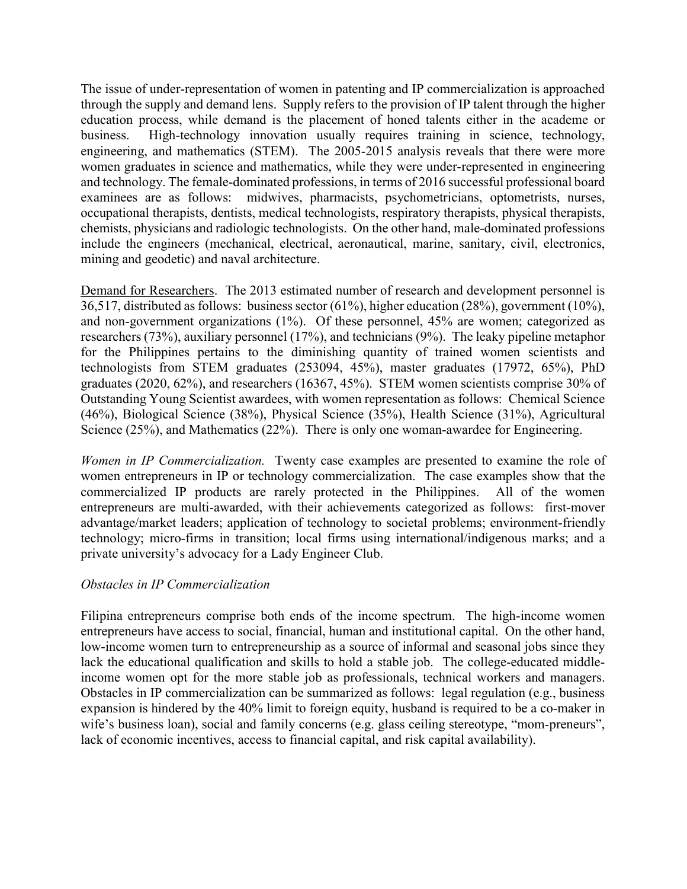The issue of under-representation of women in patenting and IP commercialization is approached through the supply and demand lens. Supply refers to the provision of IP talent through the higher education process, while demand is the placement of honed talents either in the academe or business. High-technology innovation usually requires training in science, technology, engineering, and mathematics (STEM). The 2005-2015 analysis reveals that there were more women graduates in science and mathematics, while they were under-represented in engineering and technology. The female-dominated professions, in terms of 2016 successful professional board examinees are as follows: midwives, pharmacists, psychometricians, optometrists, nurses, occupational therapists, dentists, medical technologists, respiratory therapists, physical therapists, chemists, physicians and radiologic technologists. On the other hand, male-dominated professions include the engineers (mechanical, electrical, aeronautical, marine, sanitary, civil, electronics, mining and geodetic) and naval architecture.

<u>Demand for Researchers</u>. The 2013 estimated number of research and development personnel is 36,517, distributed as follows: business sector (61%), higher education (28%), government (10%), and non-government organizations (1%). Of these personnel, 45% are women; categorized as researchers (73%), auxiliary personnel (17%), and technicians (9%). The leaky pipeline metaphor for the Philippines pertains to the diminishing quantity of trained women scientists and technologists from STEM graduates (253094, 45%), master graduates (17972, 65%), PhD graduates (2020, 62%), and researchers (16367, 45%). STEM women scientists comprise 30% of Outstanding Young Scientist awardees, with women representation as follows: Chemical Science (46%), Biological Science (38%), Physical Science (35%), Health Science (31%), Agricultural Science (25%), and Mathematics (22%). There is only one woman-awardee for Engineering.

*Women in IP Commercialization.* Twenty case examples are presented to examine the role of women entrepreneurs in IP or technology commercialization. The case examples show that the commercialized IP products are rarely protected in the Philippines. All of the women entrepreneurs are multi-awarded, with their achievements categorized as follows: first-mover advantage/market leaders; application of technology to societal problems; environment-friendly technology; micro-firms in transition; local firms using international/indigenous marks; and a private university's advocacy for a Lady Engineer Club.

*Obstacles in IP Commercialization*

Filipina entrepreneurs comprise both ends of the income spectrum. The high-income women entrepreneurs have access to social, financial, human and institutional capital. On the other hand, low-income women turn to entrepreneurship as a source of informal and seasonal jobs since they lack the educational qualification and skills to hold a stable job. The college-educated middle-income women opt for the more stable job as professionals, technical workers and managers. Obstacles in IP commercialization can be summarized as follows: legal regulation (e.g., business expansion is hindered by the 40% limit to foreign equity, husband is required to be a co-maker in wife's business loan), social and family concerns (e.g. glass ceiling stereotype, "mom-preneurs", lack of economic incentives, access to financial capital, and risk capital availability).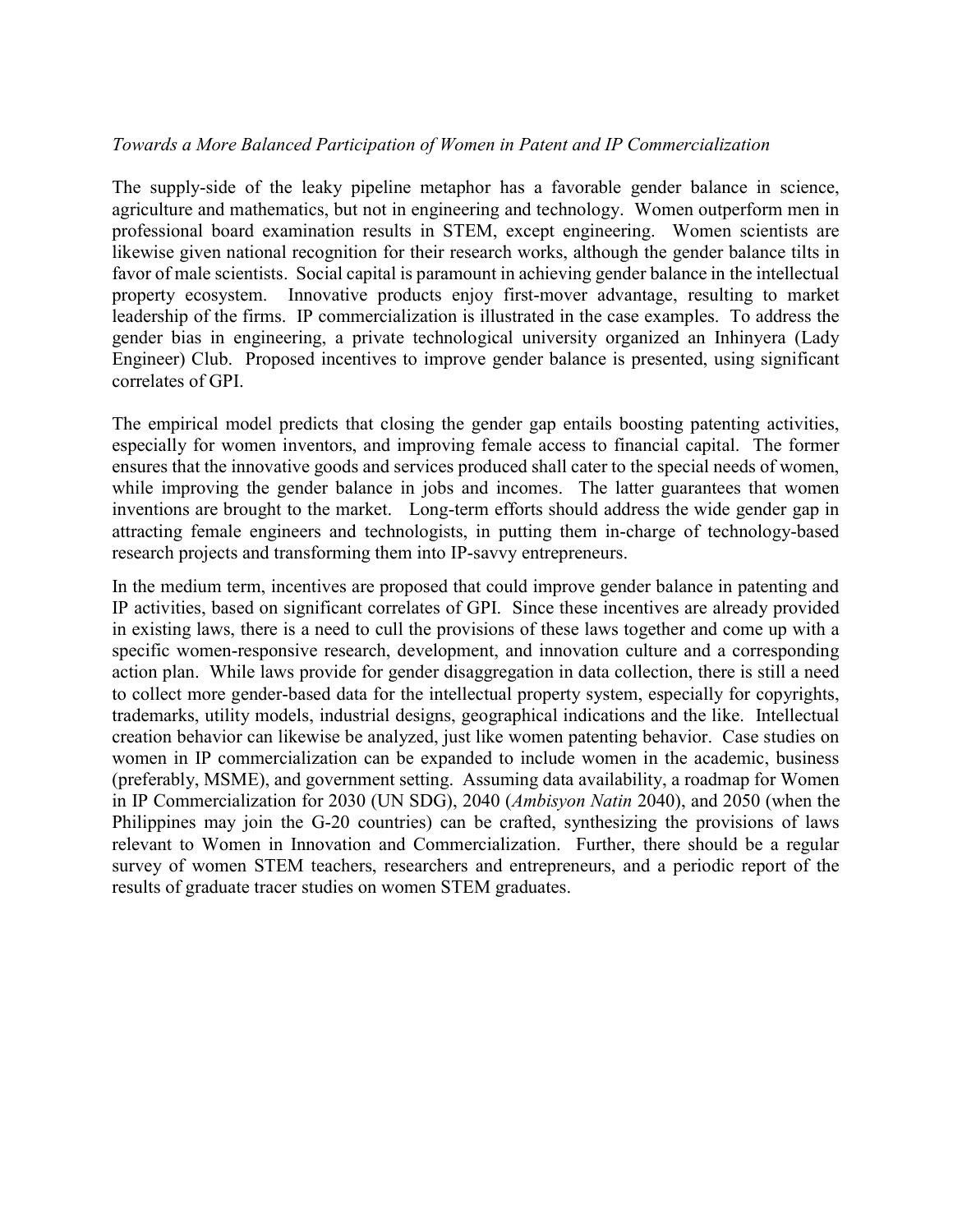*Towards a More Balanced Participation of Women in Patent and IP Commercialization*

The supply-side of the leaky pipeline metaphor has a favorable gender balance in science, agriculture and mathematics, but not in engineering and technology. Women outperform men in professional board examination results in STEM, except engineering. Women scientists are likewise given national recognition for their research works, although the gender balance tilts in favor of male scientists. Social capital is paramount in achieving gender balance in the intellectual property ecosystem. Innovative products enjoy first-mover advantage, resulting to market leadership of the firms. IP commercialization is illustrated in the case examples. To address the gender bias in engineering, a private technological university organized an Inhinyera (Lady Engineer) Club. Proposed incentives to improve gender balance is presented, using significant correlates of GPI.

The empirical model predicts that closing the gender gap entails boosting patenting activities, especially for women inventors, and improving female access to financial capital. The former ensures that the innovative goods and services produced shall cater to the special needs of women, while improving the gender balance in jobs and incomes. The latter guarantees that women inventions are brought to the market. Long-term efforts should address the wide gender gap in attracting female engineers and technologists, in putting them in-charge of technology-based research projects and transforming them into IP-savvy entrepreneurs.

In the medium term, incentives are proposed that could improve gender balance in patenting and IP activities, based on significant correlates of GPI. Since these incentives are already provided in existing laws, there is a need to cull the provisions of these laws together and come up with a specific women-responsive research, development, and innovation culture and a corresponding action plan. While laws provide for gender disaggregation in data collection, there is still a need to collect more gender-based data for the intellectual property system, especially for copyrights, trademarks, utility models, industrial designs, geographical indications and the like. Intellectual creation behavior can likewise be analyzed, just like women patenting behavior. Case studies on women in IP commercialization can be expanded to include women in the academic, business (preferably, MSME), and government setting. Assuming data availability, a roadmap for Women in IP Commercialization for 2030 (UN SDG), 2040 (*Ambisyon Natin* 2040), and 2050 (when the Philippines may join the G-20 countries) can be crafted, synthesizing the provisions of laws relevant to Women in Innovation and Commercialization. Further, there should be a regular survey of women STEM teachers, researchers and entrepreneurs, and a periodic report of the results of graduate tracer studies on women STEM graduates.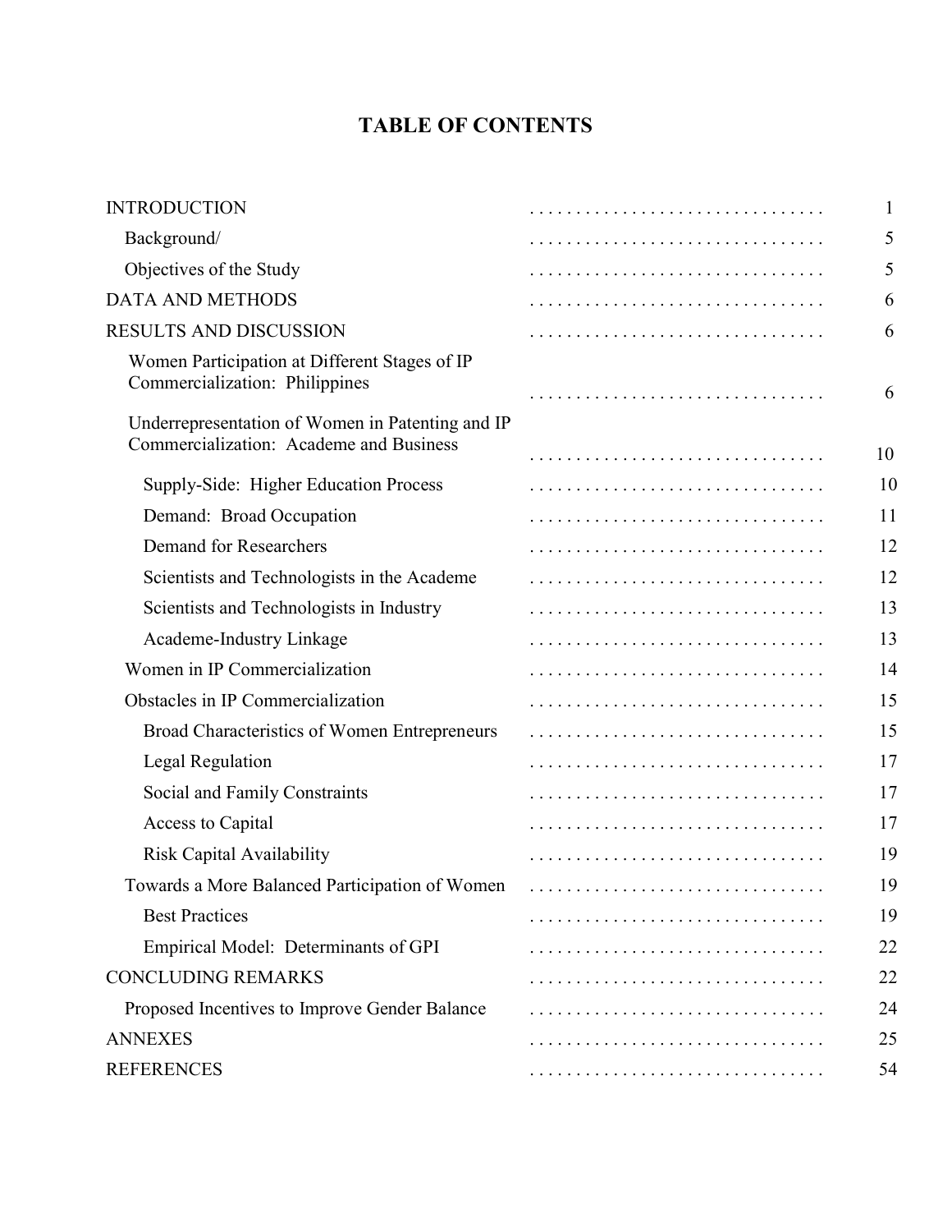# TABLE OF CONTENTS

| | |
|---|---|
| INTRODUCTION | 1 |
| Background/ | 5 |
| Objectives of the Study | 5 |
| DATA AND METHODS | 6 |
| RESULTS AND DISCUSSION | 6 |
| Women Participation at Different Stages of IP Commercialization: Philippines | 6 |
| Underrepresentation of Women in Patenting and IP Commercialization: Academe and Business | 10 |
| Supply-Side: Higher Education Process | 10 |
| Demand: Broad Occupation | 11 |
| Demand for Researchers | 12 |
| Scientists and Technologists in the Academe | 12 |
| Scientists and Technologists in Industry | 13 |
| Academe-Industry Linkage | 13 |
| Women in IP Commercialization | 14 |
| Obstacles in IP Commercialization | 15 |
| Broad Characteristics of Women Entrepreneurs | 15 |
| Legal Regulation | 17 |
| Social and Family Constraints | 17 |
| Access to Capital | 17 |
| Risk Capital Availability | 19 |
| Towards a More Balanced Participation of Women | 19 |
| Best Practices | 19 |
| Empirical Model: Determinants of GPI | 22 |
| CONCLUDING REMARKS | 22 |
| Proposed Incentives to Improve Gender Balance | 24 |
| ANNEXES | 25 |
| REFERENCES | 54 |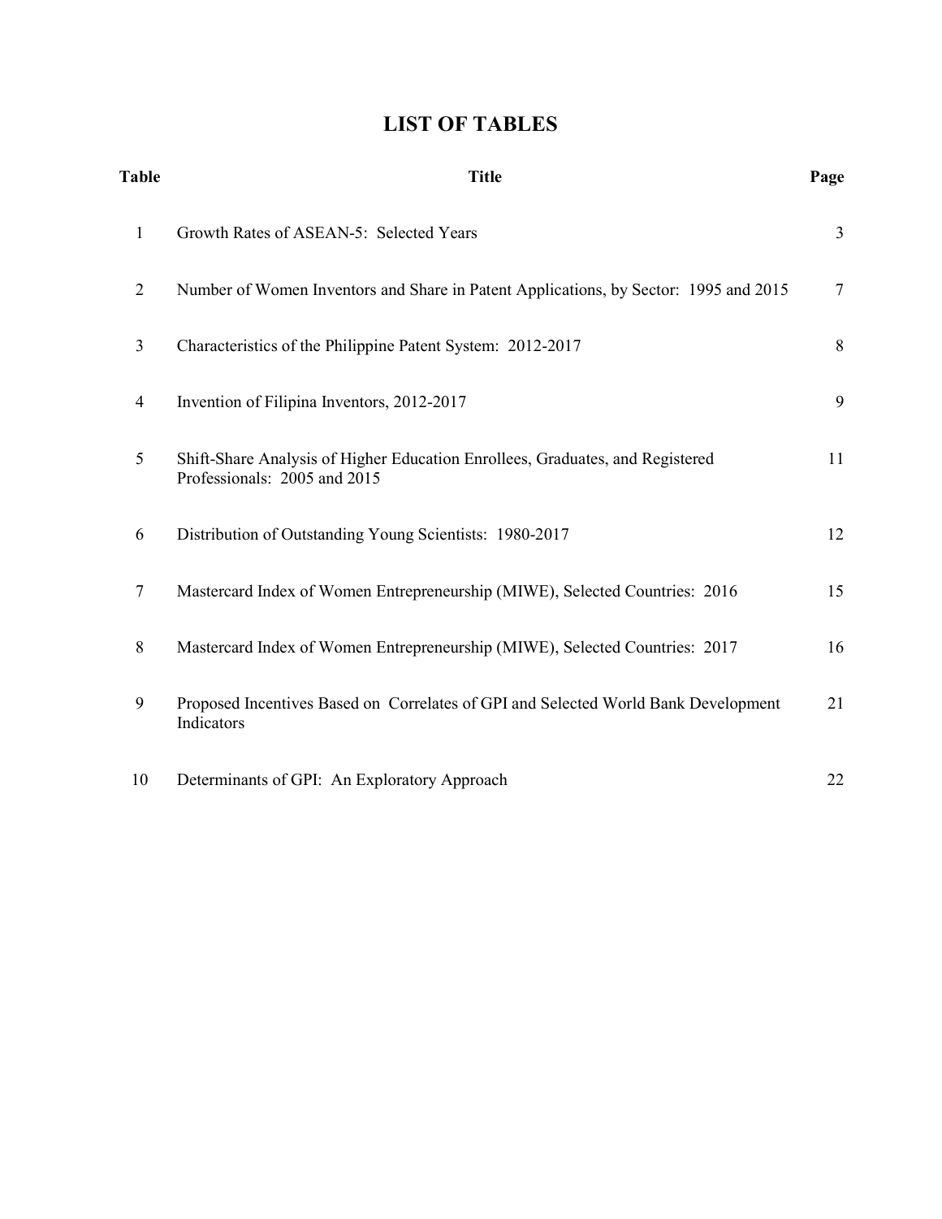# LIST OF TABLES

| Table | Title | Page |
|---|---|---|
| 1 | Growth Rates of ASEAN-5: Selected Years | 3 |
| 2 | Number of Women Inventors and Share in Patent Applications, by Sector: 1995 and 2015 | 7 |
| 3 | Characteristics of the Philippine Patent System: 2012-2017 | 8 |
| 4 | Invention of Filipina Inventors, 2012-2017 | 9 |
| 5 | Shift-Share Analysis of Higher Education Enrollees, Graduates, and Registered Professionals: 2005 and 2015 | 11 |
| 6 | Distribution of Outstanding Young Scientists: 1980-2017 | 12 |
| 7 | Mastercard Index of Women Entrepreneurship (MIWE), Selected Countries: 2016 | 15 |
| 8 | Mastercard Index of Women Entrepreneurship (MIWE), Selected Countries: 2017 | 16 |
| 9 | Proposed Incentives Based on Correlates of GPI and Selected World Bank Development Indicators | 21 |
| 10 | Determinants of GPI: An Exploratory Approach | 22 |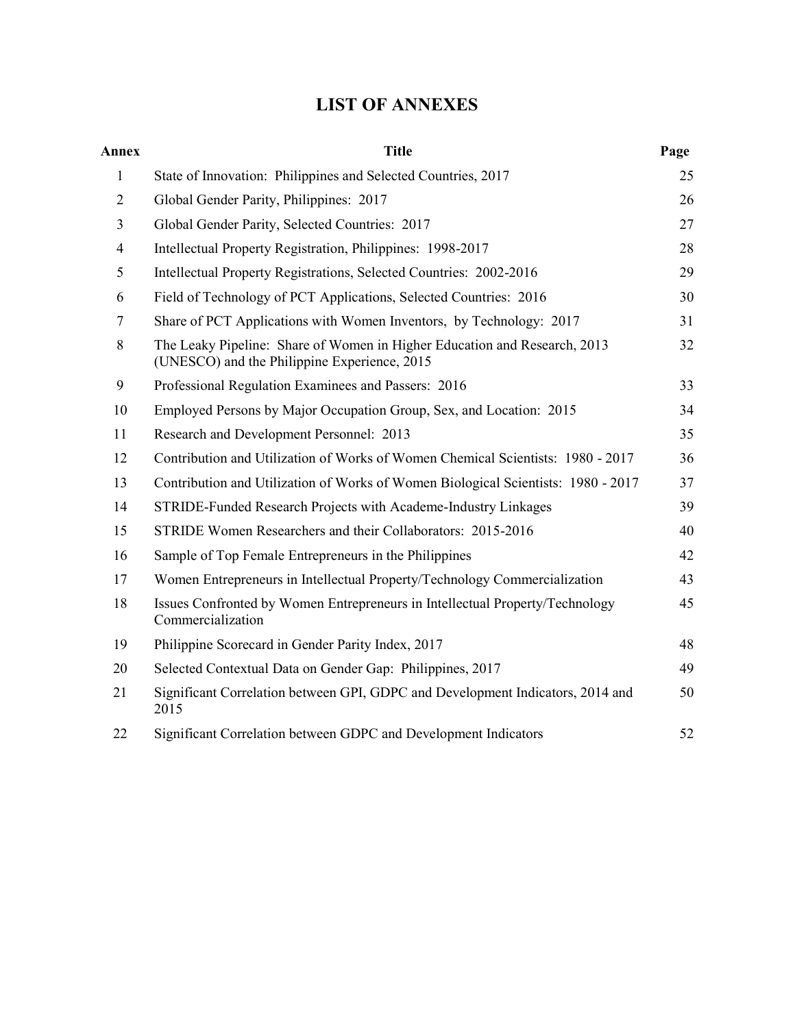# LIST OF ANNEXES

| Annex | Title | Page |
|---|---|---|
| 1 | State of Innovation: Philippines and Selected Countries, 2017 | 25 |
| 2 | Global Gender Parity, Philippines: 2017 | 26 |
| 3 | Global Gender Parity, Selected Countries: 2017 | 27 |
| 4 | Intellectual Property Registration, Philippines: 1998-2017 | 28 |
| 5 | Intellectual Property Registrations, Selected Countries: 2002-2016 | 29 |
| 6 | Field of Technology of PCT Applications, Selected Countries: 2016 | 30 |
| 7 | Share of PCT Applications with Women Inventors, by Technology: 2017 | 31 |
| 8 | The Leaky Pipeline: Share of Women in Higher Education and Research, 2013 (UNESCO) and the Philippine Experience, 2015 | 32 |
| 9 | Professional Regulation Examinees and Passers: 2016 | 33 |
| 10 | Employed Persons by Major Occupation Group, Sex, and Location: 2015 | 34 |
| 11 | Research and Development Personnel: 2013 | 35 |
| 12 | Contribution and Utilization of Works of Women Chemical Scientists: 1980 - 2017 | 36 |
| 13 | Contribution and Utilization of Works of Women Biological Scientists: 1980 - 2017 | 37 |
| 14 | STRIDE-Funded Research Projects with Academe-Industry Linkages | 39 |
| 15 | STRIDE Women Researchers and their Collaborators: 2015-2016 | 40 |
| 16 | Sample of Top Female Entrepreneurs in the Philippines | 42 |
| 17 | Women Entrepreneurs in Intellectual Property/Technology Commercialization | 43 |
| 18 | Issues Confronted by Women Entrepreneurs in Intellectual Property/Technology Commercialization | 45 |
| 19 | Philippine Scorecard in Gender Parity Index, 2017 | 48 |
| 20 | Selected Contextual Data on Gender Gap: Philippines, 2017 | 49 |
| 21 | Significant Correlation between GPI, GDPC and Development Indicators, 2014 and 2015 | 50 |
| 22 | Significant Correlation between GDPC and Development Indicators | 52 |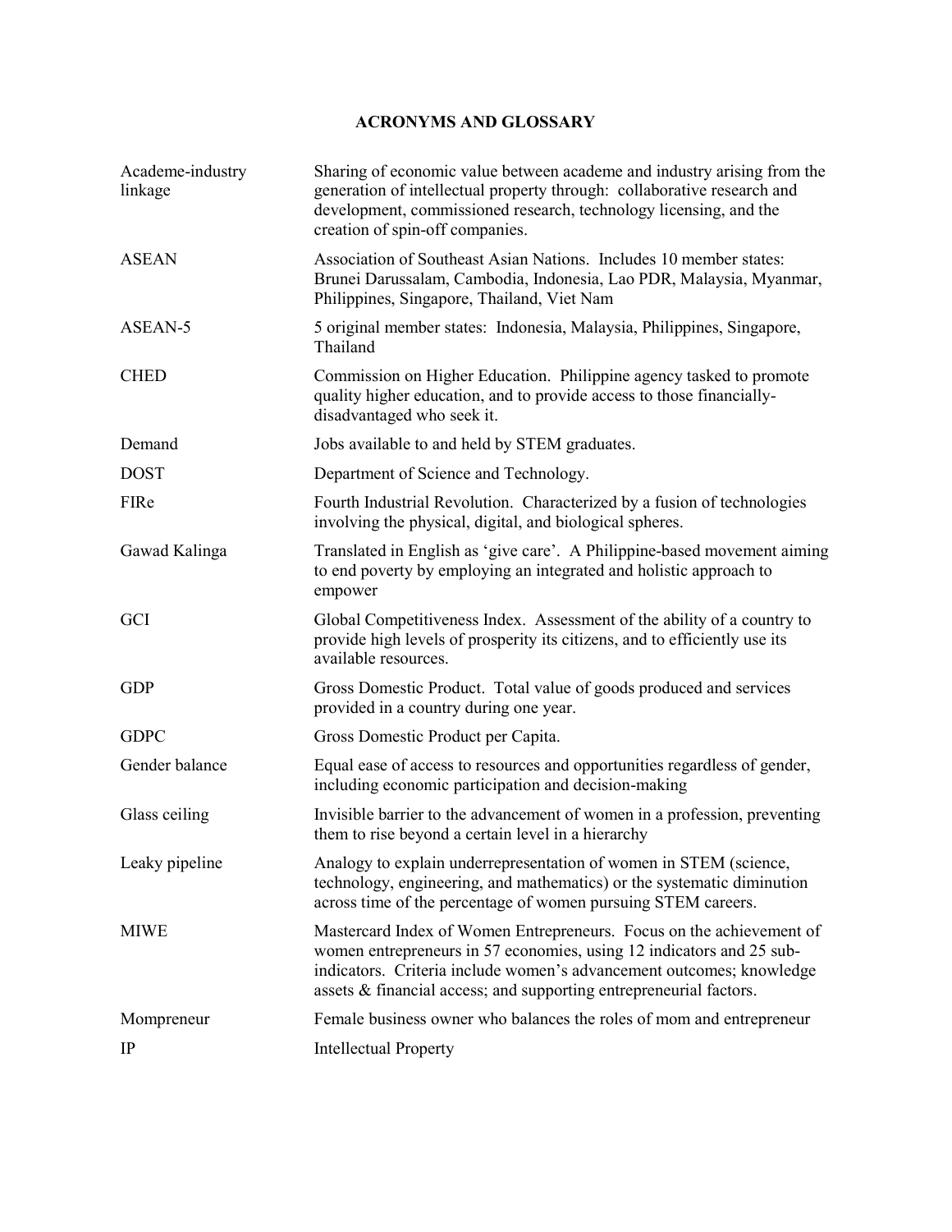# ACRONYMS AND GLOSSARY

| | |
|---|---|
| Academe-industry linkage | Sharing of economic value between academe and industry arising from the generation of intellectual property through: collaborative research and development, commissioned research, technology licensing, and the creation of spin-off companies. |
| ASEAN | Association of Southeast Asian Nations. Includes 10 member states: Brunei Darussalam, Cambodia, Indonesia, Lao PDR, Malaysia, Myanmar, Philippines, Singapore, Thailand, Viet Nam |
| ASEAN-5 | 5 original member states: Indonesia, Malaysia, Philippines, Singapore, Thailand |
| CHED | Commission on Higher Education. Philippine agency tasked to promote quality higher education, and to provide access to those financially-disadvantaged who seek it. |
| Demand | Jobs available to and held by STEM graduates. |
| DOST | Department of Science and Technology. |
| FIRe | Fourth Industrial Revolution. Characterized by a fusion of technologies involving the physical, digital, and biological spheres. |
| Gawad Kalinga | Translated in English as 'give care'. A Philippine-based movement aiming to end poverty by employing an integrated and holistic approach to empower |
| GCI | Global Competitiveness Index. Assessment of the ability of a country to provide high levels of prosperity its citizens, and to efficiently use its available resources. |
| GDP | Gross Domestic Product. Total value of goods produced and services provided in a country during one year. |
| GDPC | Gross Domestic Product per Capita. |
| Gender balance | Equal ease of access to resources and opportunities regardless of gender, including economic participation and decision-making |
| Glass ceiling | Invisible barrier to the advancement of women in a profession, preventing them to rise beyond a certain level in a hierarchy |
| Leaky pipeline | Analogy to explain underrepresentation of women in STEM (science, technology, engineering, and mathematics) or the systematic diminution across time of the percentage of women pursuing STEM careers. |
| MIWE | Mastercard Index of Women Entrepreneurs. Focus on the achievement of women entrepreneurs in 57 economies, using 12 indicators and 25 sub-indicators. Criteria include women's advancement outcomes; knowledge assets & financial access; and supporting entrepreneurial factors. |
| Mompreneur | Female business owner who balances the roles of mom and entrepreneur |
| IP | Intellectual Property |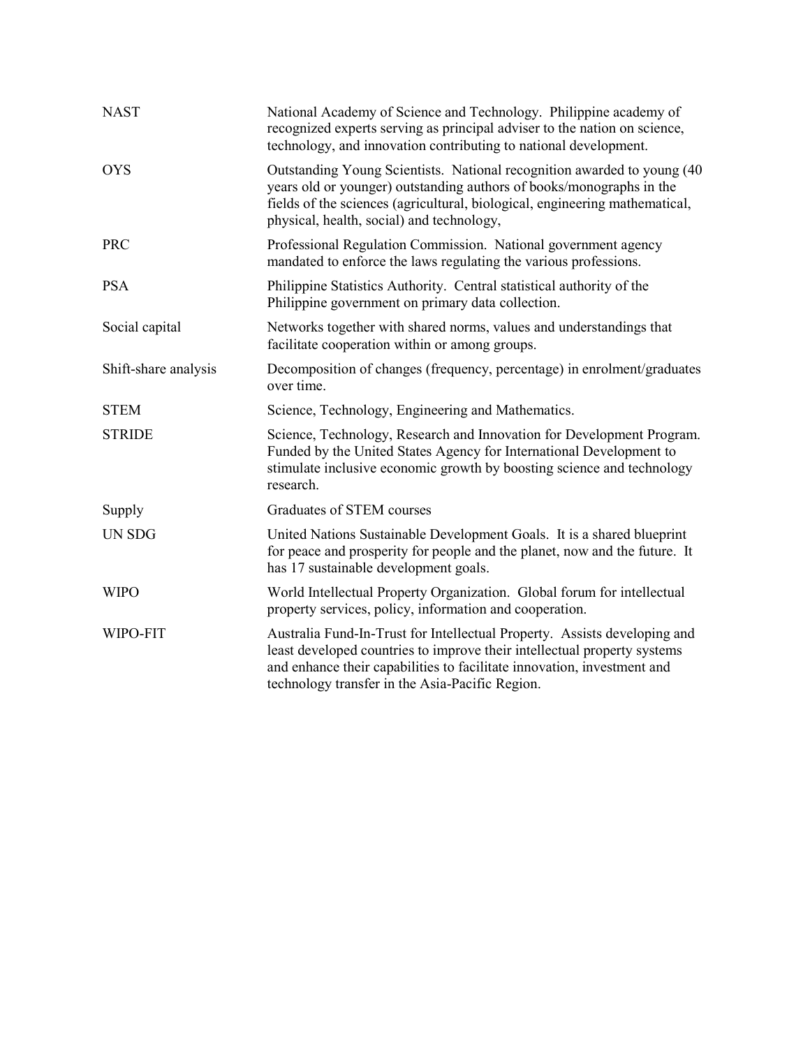| | |
|---|---|
| NAST | National Academy of Science and Technology. Philippine academy of recognized experts serving as principal adviser to the nation on science, technology, and innovation contributing to national development. |
| OYS | Outstanding Young Scientists. National recognition awarded to young (40 years old or younger) outstanding authors of books/monographs in the fields of the sciences (agricultural, biological, engineering mathematical, physical, health, social) and technology, |
| PRC | Professional Regulation Commission. National government agency mandated to enforce the laws regulating the various professions. |
| PSA | Philippine Statistics Authority. Central statistical authority of the Philippine government on primary data collection. |
| Social capital | Networks together with shared norms, values and understandings that facilitate cooperation within or among groups. |
| Shift-share analysis | Decomposition of changes (frequency, percentage) in enrolment/graduates over time. |
| STEM | Science, Technology, Engineering and Mathematics. |
| STRIDE | Science, Technology, Research and Innovation for Development Program. Funded by the United States Agency for International Development to stimulate inclusive economic growth by boosting science and technology research. |
| Supply | Graduates of STEM courses |
| UN SDG | United Nations Sustainable Development Goals. It is a shared blueprint for peace and prosperity for people and the planet, now and the future. It has 17 sustainable development goals. |
| WIPO | World Intellectual Property Organization. Global forum for intellectual property services, policy, information and cooperation. |
| WIPO-FIT | Australia Fund-In-Trust for Intellectual Property. Assists developing and least developed countries to improve their intellectual property systems and enhance their capabilities to facilitate innovation, investment and technology transfer in the Asia-Pacific Region. |